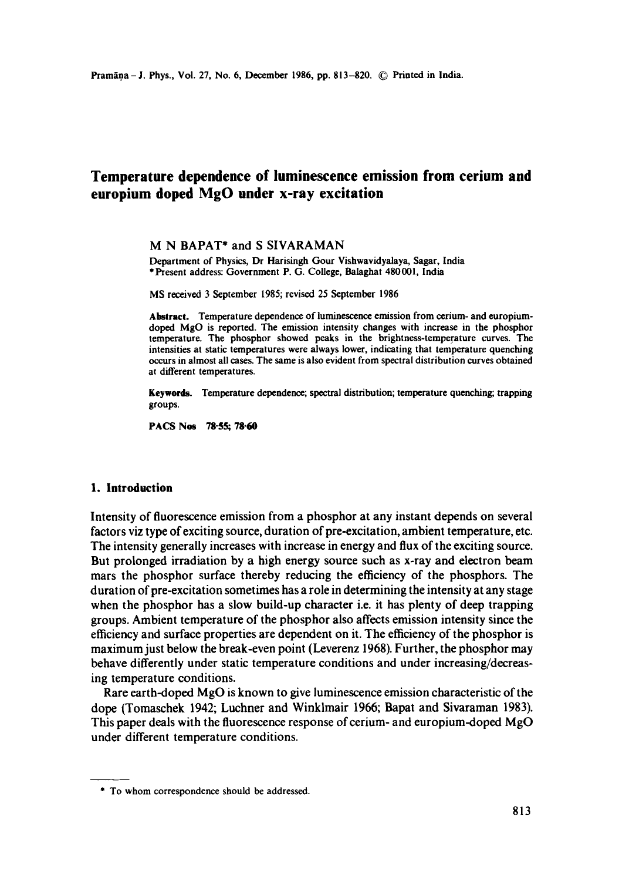# Temperature dependence of luminescence emission from cerium and europium doped MgO under x-ray excitation

M N BAPAT* and S SIVARAMAN

Department of Physics, Dr Harisingh Gour Vishwavidyalaya, Sagar, India
*Present address: Government P. G. College, Balaghat 480001, India

MS received 3 September 1985; revised 25 September 1986

**Abstract.** Temperature dependence of luminescence emission from cerium- and europium-doped MgO is reported. The emission intensity changes with increase in the phosphor temperature. The phosphor showed peaks in the brightness-temperature curves. The intensities at static temperatures were always lower, indicating that temperature quenching occurs in almost all cases. The same is also evident from spectral distribution curves obtained at different temperatures.

**Keywords.** Temperature dependence; spectral distribution; temperature quenching; trapping groups.

**PACS Nos** 78·55; 78·60

## 1. Introduction

Intensity of fluorescence emission from a phosphor at any instant depends on several factors viz type of exciting source, duration of pre-excitation, ambient temperature, etc. The intensity generally increases with increase in energy and flux of the exciting source. But prolonged irradiation by a high energy source such as x-ray and electron beam mars the phosphor surface thereby reducing the efficiency of the phosphors. The duration of pre-excitation sometimes has a role in determining the intensity at any stage when the phosphor has a slow build-up character i.e. it has plenty of deep trapping groups. Ambient temperature of the phosphor also affects emission intensity since the efficiency and surface properties are dependent on it. The efficiency of the phosphor is maximum just below the break-even point (Leverenz 1968). Further, the phosphor may behave differently under static temperature conditions and under increasing/decreasing temperature conditions.

Rare earth-doped MgO is known to give luminescence emission characteristic of the dope (Tomaschek 1942; Luchner and Winklmair 1966; Bapat and Sivaraman 1983). This paper deals with the fluorescence response of cerium- and europium-doped MgO under different temperature conditions.

---

* To whom correspondence should be addressed.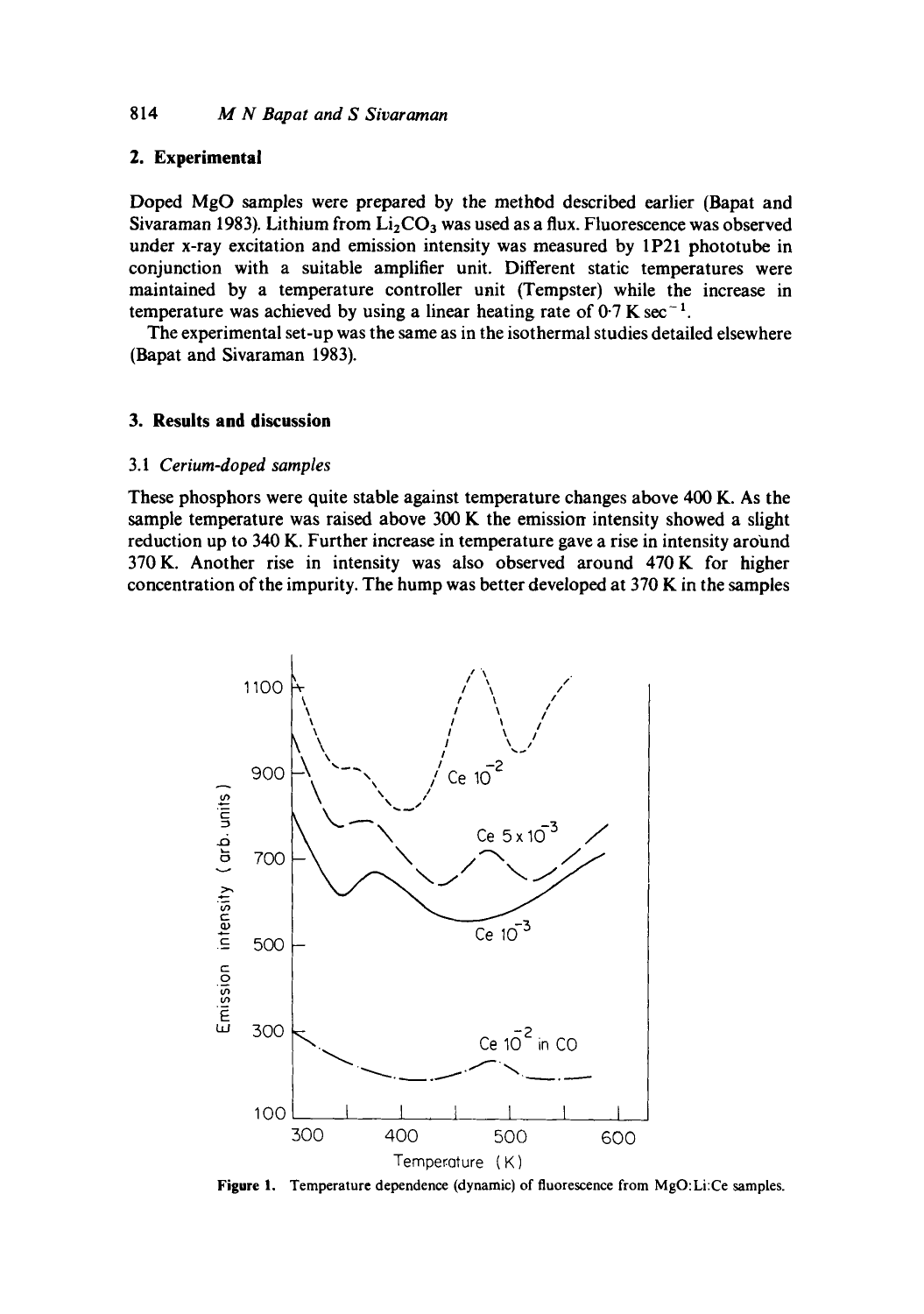## 2. Experimental

Doped MgO samples were prepared by the method described earlier (Bapat and Sivaraman 1983). Lithium from $Li_2CO_3$ was used as a flux. Fluorescence was observed under x-ray excitation and emission intensity was measured by 1P21 phototube in conjunction with a suitable amplifier unit. Different static temperatures were maintained by a temperature controller unit (Tempster) while the increase in temperature was achieved by using a linear heating rate of $0{\cdot}7\ K\ sec^{-1}$.

The experimental set-up was the same as in the isothermal studies detailed elsewhere (Bapat and Sivaraman 1983).

## 3. Results and discussion

### 3.1 *Cerium-doped samples*

These phosphors were quite stable against temperature changes above 400 K. As the sample temperature was raised above 300 K the emission intensity showed a slight reduction up to 340 K. Further increase in temperature gave a rise in intensity around 370 K. Another rise in intensity was also observed around 470 K for higher concentration of the impurity. The hump was better developed at 370 K in the samples

**Figure 1.** Temperature dependence (dynamic) of fluorescence from MgO:Li:Ce samples.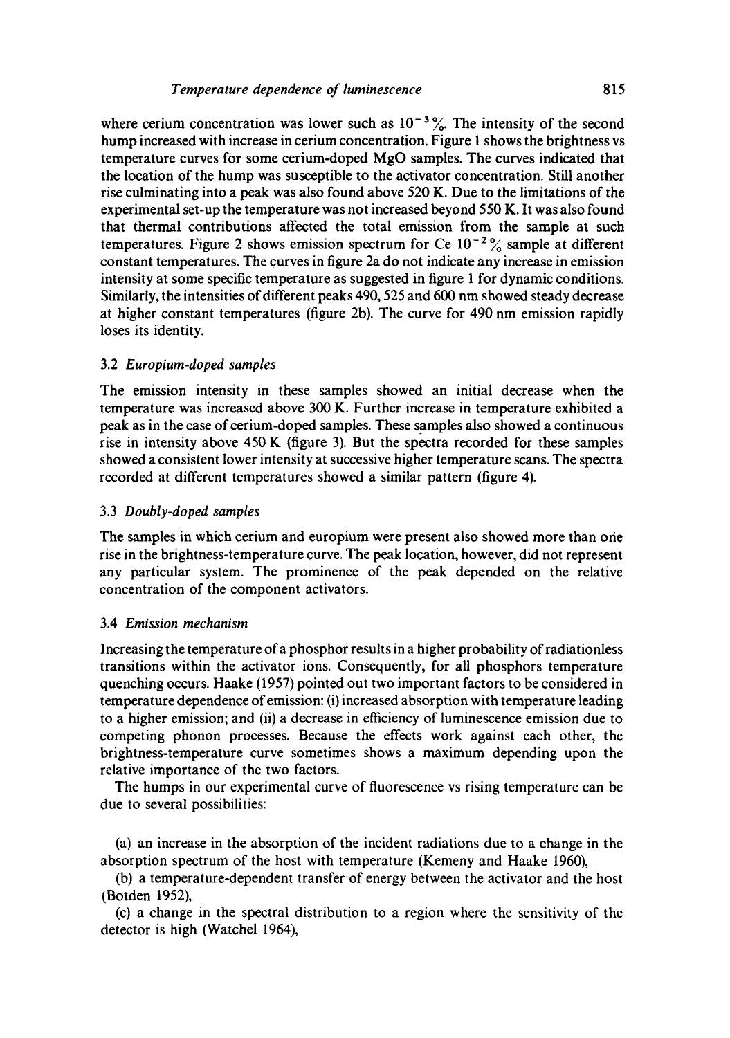where cerium concentration was lower such as $10^{-3}\%$. The intensity of the second hump increased with increase in cerium concentration. Figure 1 shows the brightness vs temperature curves for some cerium-doped MgO samples. The curves indicated that the location of the hump was susceptible to the activator concentration. Still another rise culminating into a peak was also found above 520 K. Due to the limitations of the experimental set-up the temperature was not increased beyond 550 K. It was also found that thermal contributions affected the total emission from the sample at such temperatures. Figure 2 shows emission spectrum for Ce $10^{-2}\%$ sample at different constant temperatures. The curves in figure 2a do not indicate any increase in emission intensity at some specific temperature as suggested in figure 1 for dynamic conditions. Similarly, the intensities of different peaks 490, 525 and 600 nm showed steady decrease at higher constant temperatures (figure 2b). The curve for 490 nm emission rapidly loses its identity.

### 3.2 *Europium-doped samples*

The emission intensity in these samples showed an initial decrease when the temperature was increased above 300 K. Further increase in temperature exhibited a peak as in the case of cerium-doped samples. These samples also showed a continuous rise in intensity above 450 K (figure 3). But the spectra recorded for these samples showed a consistent lower intensity at successive higher temperature scans. The spectra recorded at different temperatures showed a similar pattern (figure 4).

### 3.3 *Doubly-doped samples*

The samples in which cerium and europium were present also showed more than one rise in the brightness-temperature curve. The peak location, however, did not represent any particular system. The prominence of the peak depended on the relative concentration of the component activators.

### 3.4 *Emission mechanism*

Increasing the temperature of a phosphor results in a higher probability of radiationless transitions within the activator ions. Consequently, for all phosphors temperature quenching occurs. Haake (1957) pointed out two important factors to be considered in temperature dependence of emission: (i) increased absorption with temperature leading to a higher emission; and (ii) a decrease in efficiency of luminescence emission due to competing phonon processes. Because the effects work against each other, the brightness-temperature curve sometimes shows a maximum depending upon the relative importance of the two factors.

The humps in our experimental curve of fluorescence vs rising temperature can be due to several possibilities:

(a) an increase in the absorption of the incident radiations due to a change in the absorption spectrum of the host with temperature (Kemeny and Haake 1960),

(b) a temperature-dependent transfer of energy between the activator and the host (Botden 1952),

(c) a change in the spectral distribution to a region where the sensitivity of the detector is high (Watchel 1964),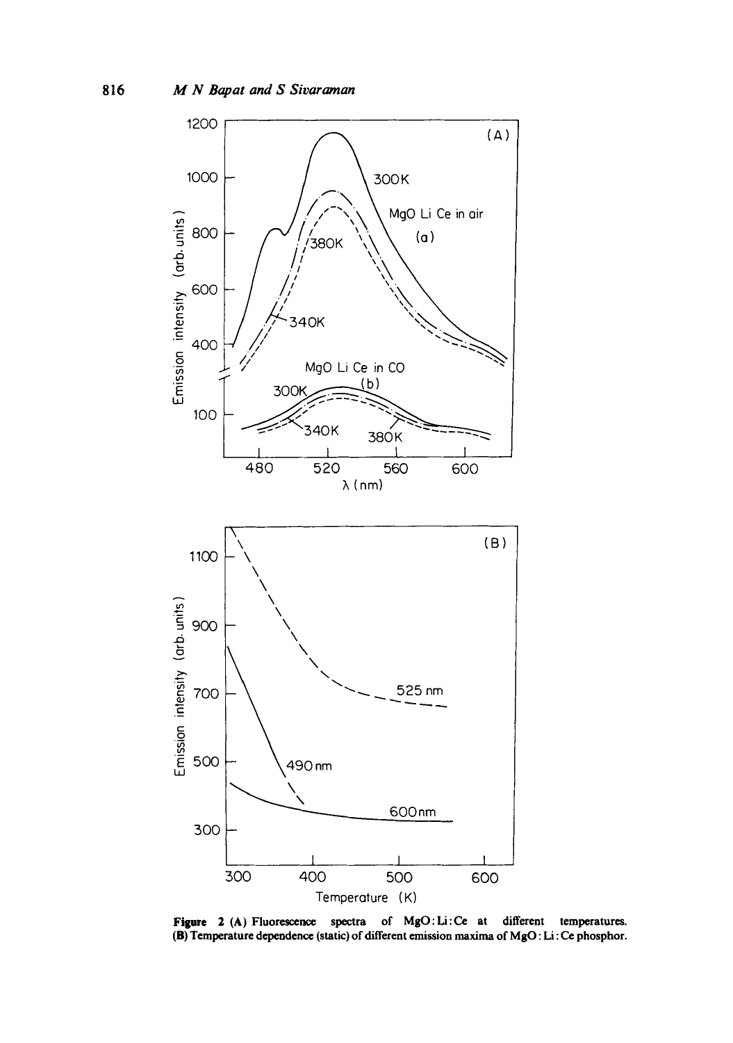**Figure 2 (A)** Fluorescence spectra of MgO:Li:Ce at different temperatures. **(B)** Temperature dependence (static) of different emission maxima of MgO : Li : Ce phosphor.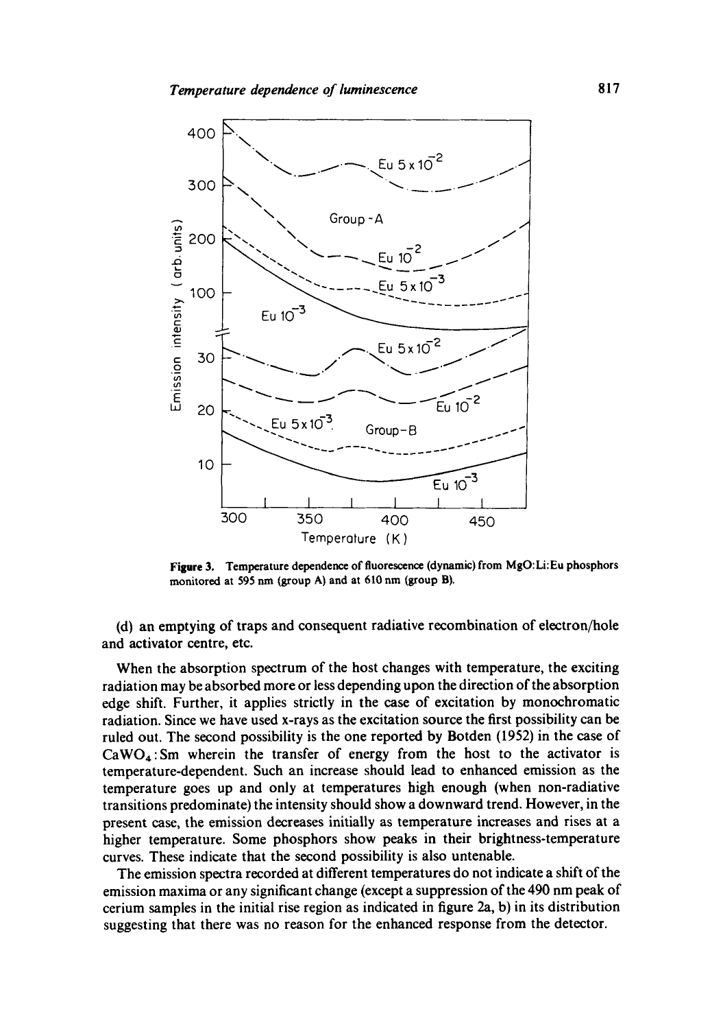**Figure 3.** Temperature dependence of fluorescence (dynamic) from MgO:Li:Eu phosphors monitored at 595 nm (group A) and at 610 nm (group B).

(d) an emptying of traps and consequent radiative recombination of electron/hole and activator centre, etc.

When the absorption spectrum of the host changes with temperature, the exciting radiation may be absorbed more or less depending upon the direction of the absorption edge shift. Further, it applies strictly in the case of excitation by monochromatic radiation. Since we have used x-rays as the excitation source the first possibility can be ruled out. The second possibility is the one reported by Botden (1952) in the case of $CaWO_4$:Sm wherein the transfer of energy from the host to the activator is temperature-dependent. Such an increase should lead to enhanced emission as the temperature goes up and only at temperatures high enough (when non-radiative transitions predominate) the intensity should show a downward trend. However, in the present case, the emission decreases initially as temperature increases and rises at a higher temperature. Some phosphors show peaks in their brightness-temperature curves. These indicate that the second possibility is also untenable.

The emission spectra recorded at different temperatures do not indicate a shift of the emission maxima or any significant change (except a suppression of the 490 nm peak of cerium samples in the initial rise region as indicated in figure 2a, b) in its distribution suggesting that there was no reason for the enhanced response from the detector.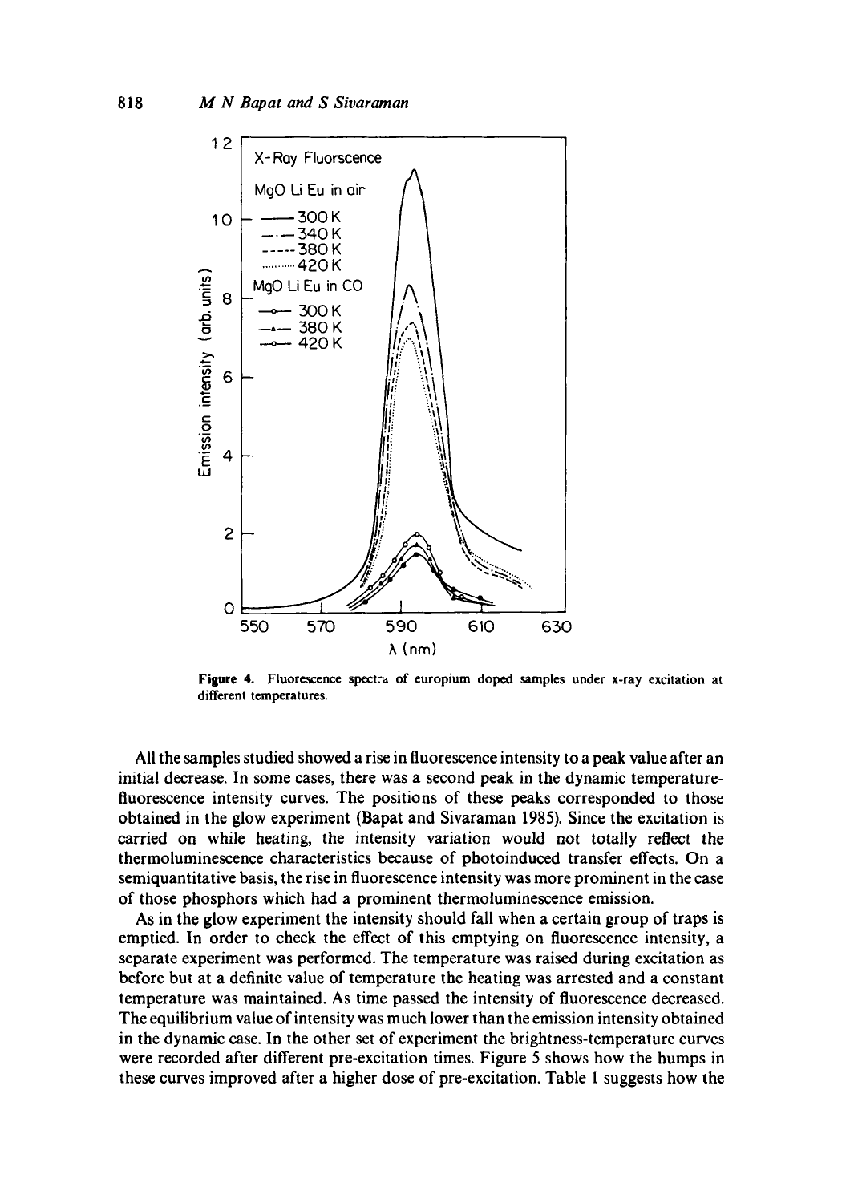**Figure 4.** Fluorescence spectra of europium doped samples under x-ray excitation at different temperatures.

All the samples studied showed a rise in fluorescence intensity to a peak value after an initial decrease. In some cases, there was a second peak in the dynamic temperature-fluorescence intensity curves. The positions of these peaks corresponded to those obtained in the glow experiment (Bapat and Sivaraman 1985). Since the excitation is carried on while heating, the intensity variation would not totally reflect the thermoluminescence characteristics because of photoinduced transfer effects. On a semiquantitative basis, the rise in fluorescence intensity was more prominent in the case of those phosphors which had a prominent thermoluminescence emission.

As in the glow experiment the intensity should fall when a certain group of traps is emptied. In order to check the effect of this emptying on fluorescence intensity, a separate experiment was performed. The temperature was raised during excitation as before but at a definite value of temperature the heating was arrested and a constant temperature was maintained. As time passed the intensity of fluorescence decreased. The equilibrium value of intensity was much lower than the emission intensity obtained in the dynamic case. In the other set of experiment the brightness-temperature curves were recorded after different pre-excitation times. Figure 5 shows how the humps in these curves improved after a higher dose of pre-excitation. Table 1 suggests how the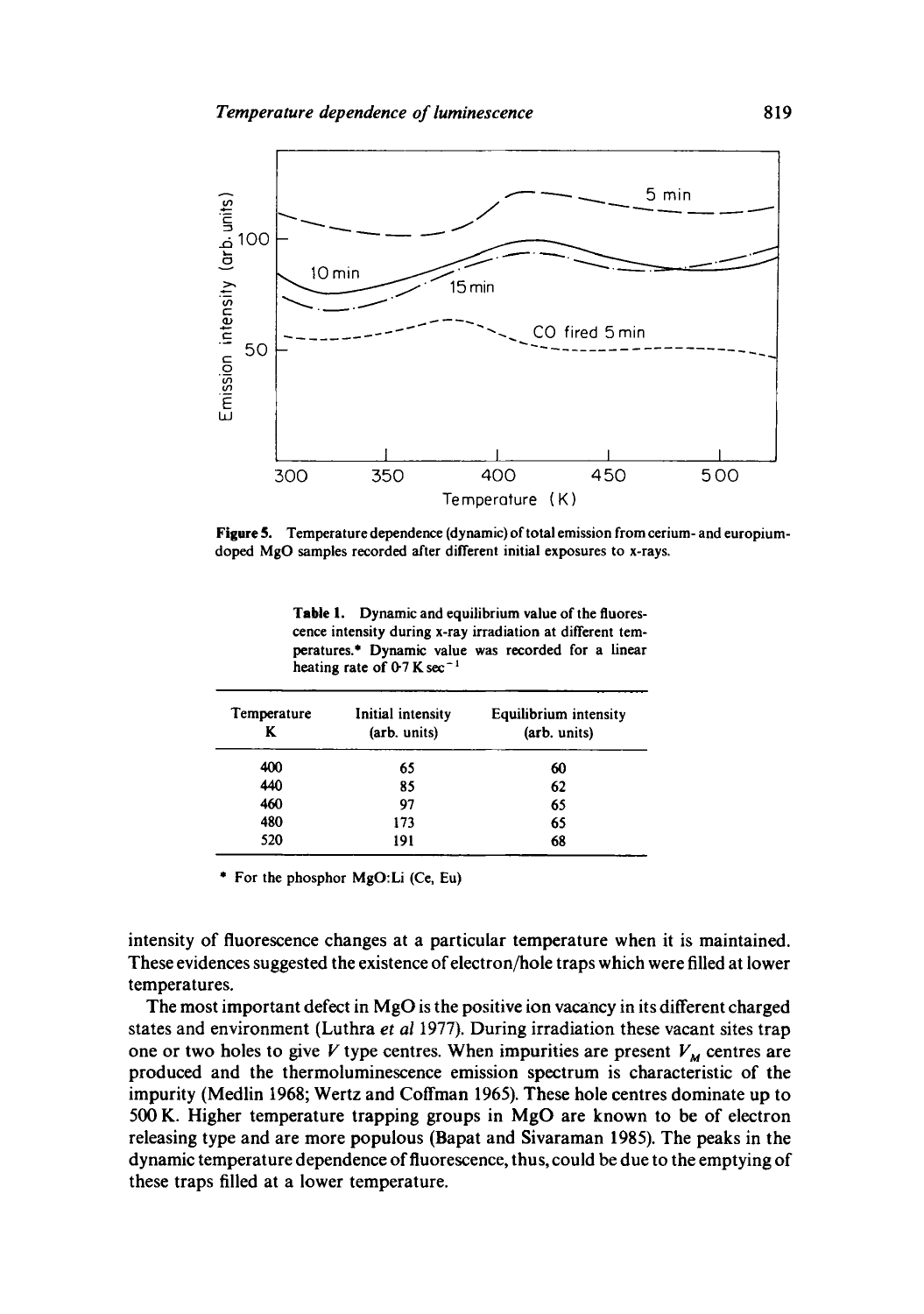Figure 5. Temperature dependence (dynamic) of total emission from cerium- and europium-doped MgO samples recorded after different initial exposures to x-rays.

Table 1. Dynamic and equilibrium value of the fluorescence intensity during x-ray irradiation at different temperatures.* Dynamic value was recorded for a linear heating rate of $0.7\ K\ sec^{-1}$

| Temperature K | Initial intensity (arb. units) | Equilibrium intensity (arb. units) |
|---|---|---|
| 400 | 65 | 60 |
| 440 | 85 | 62 |
| 460 | 97 | 65 |
| 480 | 173 | 65 |
| 520 | 191 | 68 |

\* For the phosphor MgO:Li (Ce, Eu)

intensity of fluorescence changes at a particular temperature when it is maintained. These evidences suggested the existence of electron/hole traps which were filled at lower temperatures.

The most important defect in MgO is the positive ion vacancy in its different charged states and environment (Luthra *et al* 1977). During irradiation these vacant sites trap one or two holes to give $V$ type centres. When impurities are present $V_M$ centres are produced and the thermoluminescence emission spectrum is characteristic of the impurity (Medlin 1968; Wertz and Coffman 1965). These hole centres dominate up to 500 K. Higher temperature trapping groups in MgO are known to be of electron releasing type and are more populous (Bapat and Sivaraman 1985). The peaks in the dynamic temperature dependence of fluorescence, thus, could be due to the emptying of these traps filled at a lower temperature.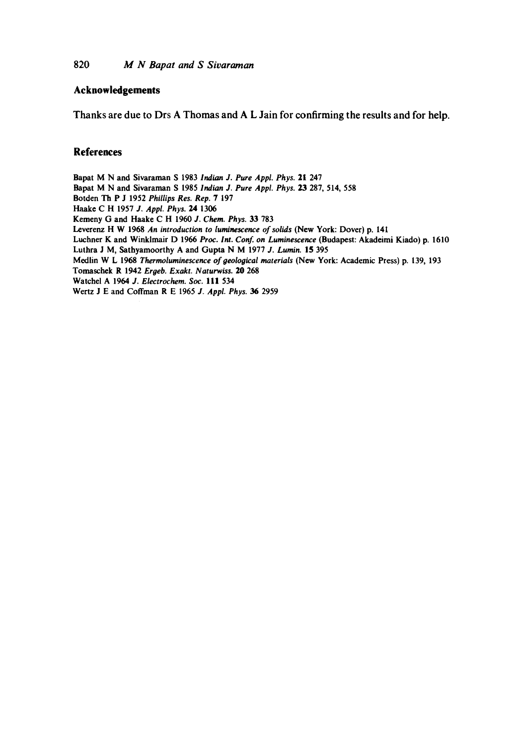## Acknowledgements

Thanks are due to Drs A Thomas and A L Jain for confirming the results and for help.

## References

Bapat M N and Sivaraman S 1983 *Indian J. Pure Appl. Phys.* **21** 247

Bapat M N and Sivaraman S 1985 *Indian J. Pure Appl. Phys.* **23** 287, 514, 558

Botden Th P J 1952 *Phillips Res. Rep.* **7** 197

Haake C H 1957 *J. Appl. Phys.* **24** 1306

Kemeny G and Haake C H 1960 *J. Chem. Phys.* **33** 783

Leverenz H W 1968 *An introduction to luminescence of solids* (New York: Dover) p. 141

Luchner K and Winklmair D 1966 *Proc. Int. Conf. on Luminescence* (Budapest: Akadeimi Kiado) p. 1610

Luthra J M, Sathyamoorthy A and Gupta N M 1977 *J. Lumin.* **15** 395

Medlin W L 1968 *Thermoluminescence of geological materials* (New York: Academic Press) p. 139, 193

Tomaschek R 1942 *Ergeb. Exakt. Naturwiss.* **20** 268

Watchel A 1964 *J. Electrochem. Soc.* **111** 534

Wertz J E and Coffman R E 1965 *J. Appl. Phys.* **36** 2959